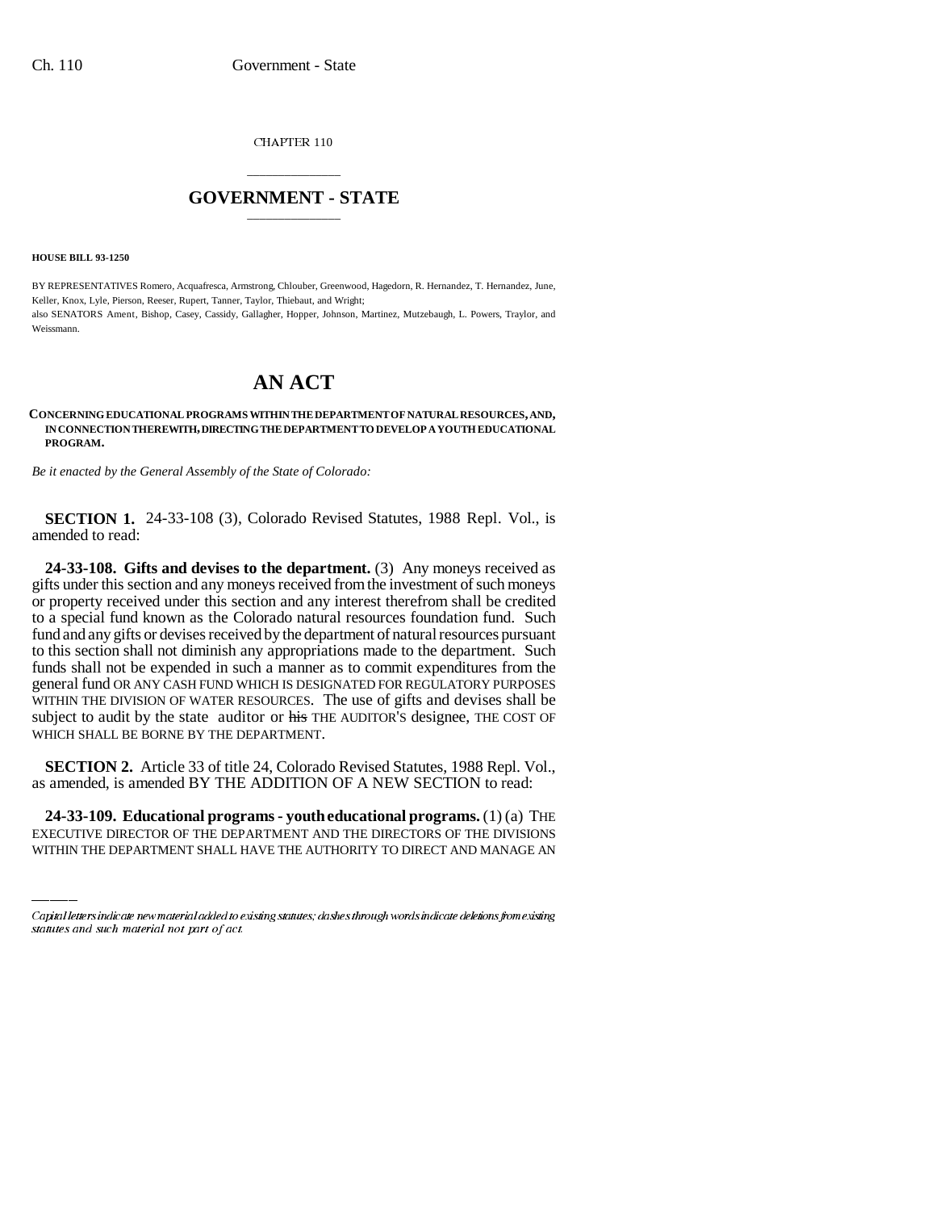CHAPTER 110

# GOVERNMENT - STATE

**HOUSE BILL 93-1250**

BY REPRESENTATIVES Romero, Acquafresca, Armstrong, Chlouber, Greenwood, Hagedorn, R. Hernandez, T. Hernandez, June, Keller, Knox, Lyle, Pierson, Reeser, Rupert, Tanner, Taylor, Thiebaut, and Wright;
also SENATORS Ament, Bishop, Casey, Cassidy, Gallagher, Hopper, Johnson, Martinez, Mutzebaugh, L. Powers, Traylor, and Weissmann.

# AN ACT

**CONCERNING EDUCATIONAL PROGRAMS WITHIN THE DEPARTMENT OF NATURAL RESOURCES, AND, IN CONNECTION THEREWITH, DIRECTING THE DEPARTMENT TO DEVELOP A YOUTH EDUCATIONAL PROGRAM.**

*Be it enacted by the General Assembly of the State of Colorado:*

**SECTION 1.** 24-33-108 (3), Colorado Revised Statutes, 1988 Repl. Vol., is amended to read:

**24-33-108. Gifts and devises to the department.** (3) Any moneys received as gifts under this section and any moneys received from the investment of such moneys or property received under this section and any interest therefrom shall be credited to a special fund known as the Colorado natural resources foundation fund. Such fund and any gifts or devises received by the department of natural resources pursuant to this section shall not diminish any appropriations made to the department. Such funds shall not be expended in such a manner as to commit expenditures from the general fund OR ANY CASH FUND WHICH IS DESIGNATED FOR REGULATORY PURPOSES WITHIN THE DIVISION OF WATER RESOURCES. The use of gifts and devises shall be subject to audit by the state auditor or ~~his~~ THE AUDITOR'S designee, THE COST OF WHICH SHALL BE BORNE BY THE DEPARTMENT.

**SECTION 2.** Article 33 of title 24, Colorado Revised Statutes, 1988 Repl. Vol., as amended, is amended BY THE ADDITION OF A NEW SECTION to read:

**24-33-109. Educational programs - youth educational programs.** (1) (a) THE EXECUTIVE DIRECTOR OF THE DEPARTMENT AND THE DIRECTORS OF THE DIVISIONS WITHIN THE DEPARTMENT SHALL HAVE THE AUTHORITY TO DIRECT AND MANAGE AN

Capital letters indicate new material added to existing statutes; dashes through words indicate deletions from existing statutes and such material not part of act.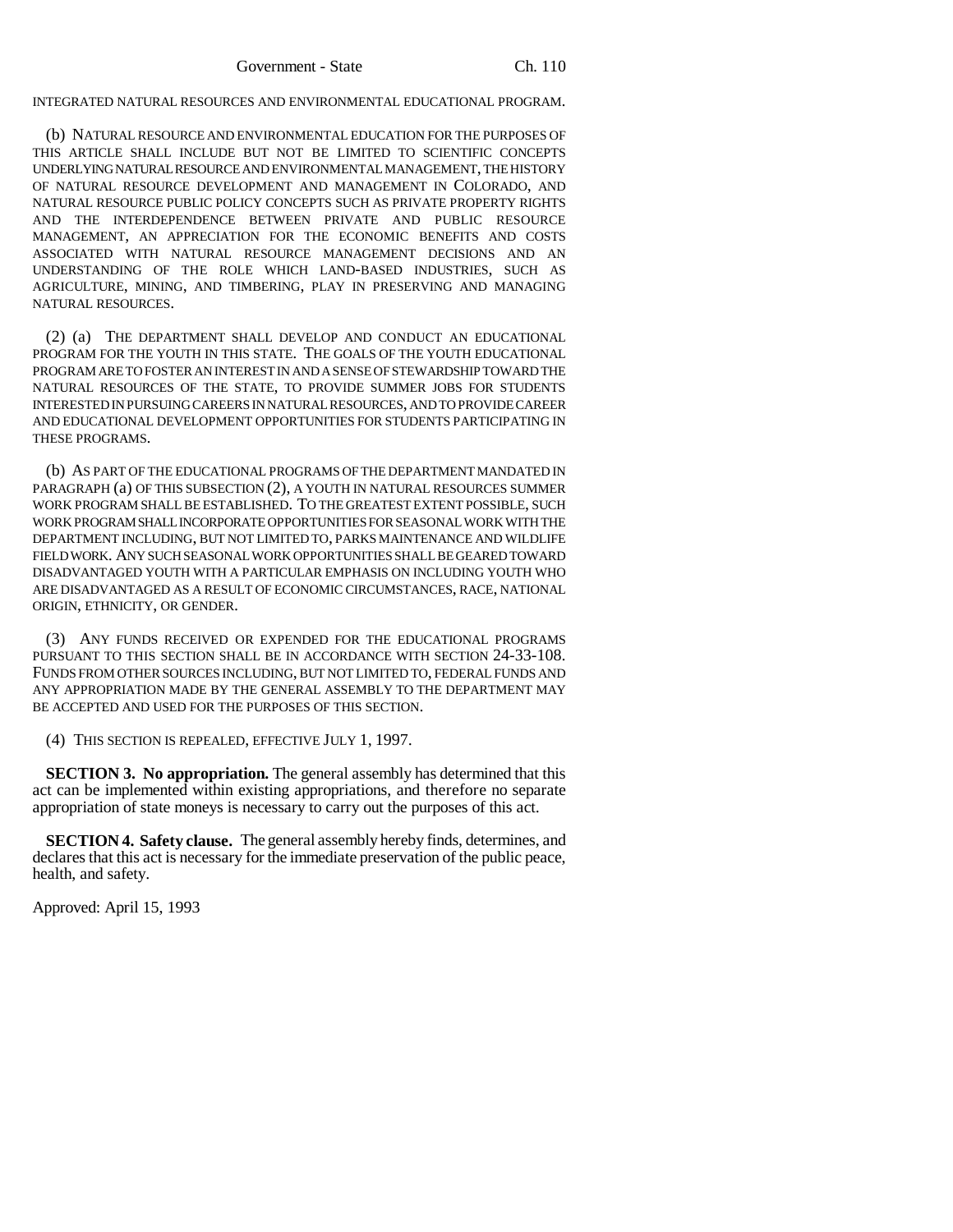INTEGRATED NATURAL RESOURCES AND ENVIRONMENTAL EDUCATIONAL PROGRAM.

(b) NATURAL RESOURCE AND ENVIRONMENTAL EDUCATION FOR THE PURPOSES OF THIS ARTICLE SHALL INCLUDE BUT NOT BE LIMITED TO SCIENTIFIC CONCEPTS UNDERLYING NATURAL RESOURCE AND ENVIRONMENTAL MANAGEMENT, THE HISTORY OF NATURAL RESOURCE DEVELOPMENT AND MANAGEMENT IN COLORADO, AND NATURAL RESOURCE PUBLIC POLICY CONCEPTS SUCH AS PRIVATE PROPERTY RIGHTS AND THE INTERDEPENDENCE BETWEEN PRIVATE AND PUBLIC RESOURCE MANAGEMENT, AN APPRECIATION FOR THE ECONOMIC BENEFITS AND COSTS ASSOCIATED WITH NATURAL RESOURCE MANAGEMENT DECISIONS AND AN UNDERSTANDING OF THE ROLE WHICH LAND-BASED INDUSTRIES, SUCH AS AGRICULTURE, MINING, AND TIMBERING, PLAY IN PRESERVING AND MANAGING NATURAL RESOURCES.

(2) (a) THE DEPARTMENT SHALL DEVELOP AND CONDUCT AN EDUCATIONAL PROGRAM FOR THE YOUTH IN THIS STATE. THE GOALS OF THE YOUTH EDUCATIONAL PROGRAM ARE TO FOSTER AN INTEREST IN AND A SENSE OF STEWARDSHIP TOWARD THE NATURAL RESOURCES OF THE STATE, TO PROVIDE SUMMER JOBS FOR STUDENTS INTERESTED IN PURSUING CAREERS IN NATURAL RESOURCES, AND TO PROVIDE CAREER AND EDUCATIONAL DEVELOPMENT OPPORTUNITIES FOR STUDENTS PARTICIPATING IN THESE PROGRAMS.

(b) AS PART OF THE EDUCATIONAL PROGRAMS OF THE DEPARTMENT MANDATED IN PARAGRAPH (a) OF THIS SUBSECTION (2), A YOUTH IN NATURAL RESOURCES SUMMER WORK PROGRAM SHALL BE ESTABLISHED. TO THE GREATEST EXTENT POSSIBLE, SUCH WORK PROGRAM SHALL INCORPORATE OPPORTUNITIES FOR SEASONAL WORK WITH THE DEPARTMENT INCLUDING, BUT NOT LIMITED TO, PARKS MAINTENANCE AND WILDLIFE FIELD WORK. ANY SUCH SEASONAL WORK OPPORTUNITIES SHALL BE GEARED TOWARD DISADVANTAGED YOUTH WITH A PARTICULAR EMPHASIS ON INCLUDING YOUTH WHO ARE DISADVANTAGED AS A RESULT OF ECONOMIC CIRCUMSTANCES, RACE, NATIONAL ORIGIN, ETHNICITY, OR GENDER.

(3) ANY FUNDS RECEIVED OR EXPENDED FOR THE EDUCATIONAL PROGRAMS PURSUANT TO THIS SECTION SHALL BE IN ACCORDANCE WITH SECTION 24-33-108. FUNDS FROM OTHER SOURCES INCLUDING, BUT NOT LIMITED TO, FEDERAL FUNDS AND ANY APPROPRIATION MADE BY THE GENERAL ASSEMBLY TO THE DEPARTMENT MAY BE ACCEPTED AND USED FOR THE PURPOSES OF THIS SECTION.

(4) THIS SECTION IS REPEALED, EFFECTIVE JULY 1, 1997.

**SECTION 3. No appropriation.** The general assembly has determined that this act can be implemented within existing appropriations, and therefore no separate appropriation of state moneys is necessary to carry out the purposes of this act.

**SECTION 4. Safety clause.** The general assembly hereby finds, determines, and declares that this act is necessary for the immediate preservation of the public peace, health, and safety.

Approved: April 15, 1993